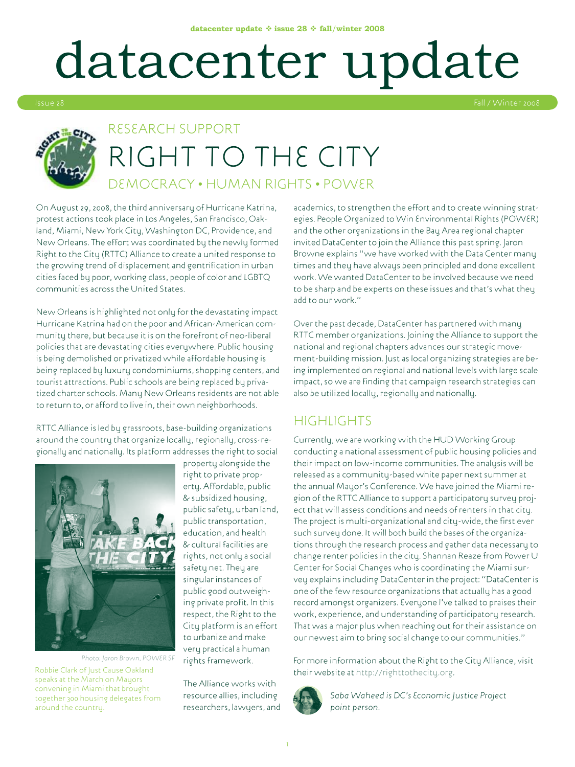# datacenter update

Issue 28 — Fall / Winter 2008

## RESEARCH SUPPORT

# RIGHT TO THE CITY

### DEMOCRACY • HUMAN RIGHTS • POWER

On August 29, 2008, the third anniversary of Hurricane Katrina, protest actions took place in Los Angeles, San Francisco, Oakland, Miami, New York City, Washington DC, Providence, and New Orleans. The effort was coordinated by the newly formed Right to the City (RTTC) Alliance to create a united response to the growing trend of displacement and gentrification in urban cities faced by poor, working class, people of color and LGBTQ communities across the United States.

New Orleans is highlighted not only for the devastating impact Hurricane Katrina had on the poor and African-American community there, but because it is on the forefront of neo-liberal policies that are devastating cities everywhere. Public housing is being demolished or privatized while affordable housing is being replaced by luxury condominiums, shopping centers, and tourist attractions. Public schools are being replaced by privatized charter schools. Many New Orleans residents are not able to return to, or afford to live in, their own neighborhoods.

RTTC Alliance is led by grassroots, base-building organizations around the country that organize locally, regionally, cross-regionally and nationally. Its platform addresses the right to social property alongside the right to private property. Affordable, public & subsidized housing, public safety, urban land, public transportation, education, and health & cultural facilities are rights, not only a social safety net. They are singular instances of public good outweighing private profit. In this respect, the Right to the City platform is an effort to urbanize and make very practical a human rights framework.

Photo: Jaron Brown, POWER SF

Robbie Clark of Just Cause Oakland speaks at the March on Mayors convening in Miami that brought together 300 housing delegates from around the country.

The Alliance works with resource allies, including researchers, lawyers, and academics, to strengthen the effort and to create winning strategies. People Organized to Win Environmental Rights (POWER) and the other organizations in the Bay Area regional chapter invited DataCenter to join the Alliance this past spring. Jaron Browne explains "we have worked with the Data Center many times and they have always been principled and done excellent work. We wanted DataCenter to be involved because we need to be sharp and be experts on these issues and that's what they add to our work."

Over the past decade, DataCenter has partnered with many RTTC member organizations. Joining the Alliance to support the national and regional chapters advances our strategic movement-building mission. Just as local organizing strategies are being implemented on regional and national levels with large scale impact, so we are finding that campaign research strategies can also be utilized locally, regionally and nationally.

## HIGHLIGHTS

Currently, we are working with the HUD Working Group conducting a national assessment of public housing policies and their impact on low-income communities. The analysis will be released as a community-based white paper next summer at the annual Mayor's Conference. We have joined the Miami region of the RTTC Alliance to support a participatory survey project that will assess conditions and needs of renters in that city. The project is multi-organizational and city-wide, the first ever such survey done. It will both build the bases of the organizations through the research process and gather data necessary to change renter policies in the city. Shannan Reaze from Power U Center for Social Changes who is coordinating the Miami survey explains including DataCenter in the project: "DataCenter is one of the few resource organizations that actually has a good record amongst organizers. Everyone I've talked to praises their work, experience, and understanding of participatory research. That was a major plus when reaching out for their assistance on our newest aim to bring social change to our communities."

For more information about the Right to the City Alliance, visit their website at http://righttothecity.org.

*Saba Waheed is DC's Economic Justice Project point person.*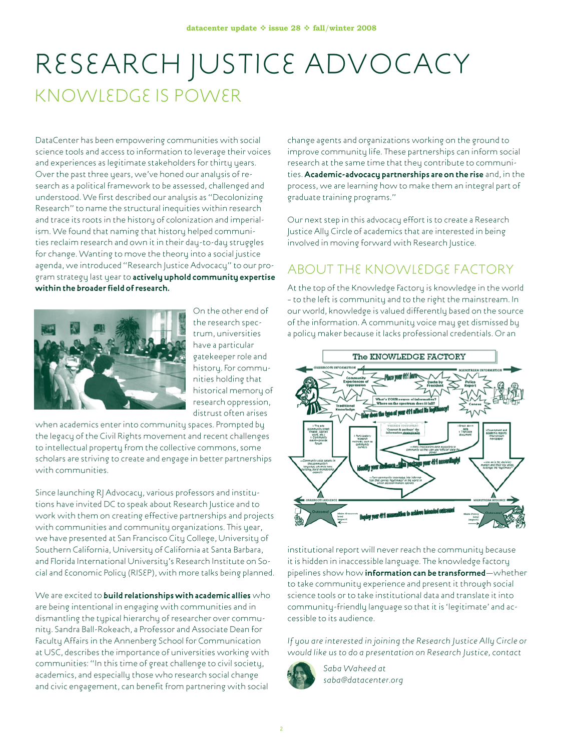# RESEARCH JUSTICE ADVOCACY

## KNOWLEDGE IS POWER

DataCenter has been empowering communities with social science tools and access to information to leverage their voices and experiences as legitimate stakeholders for thirty years. Over the past three years, we've honed our analysis of research as a political framework to be assessed, challenged and understood. We first described our analysis as "Decolonizing Research" to name the structural inequities within research and trace its roots in the history of colonization and imperialism. We found that naming that history helped communities reclaim research and own it in their day-to-day struggles for change. Wanting to move the theory into a social justice agenda, we introduced "Research Justice Advocacy" to our program strategy last year to **actively uphold community expertise within the broader field of research.**

On the other end of the research spectrum, universities have a particular gatekeeper role and history. For communities holding that historical memory of research oppression, distrust often arises when academics enter into community spaces. Prompted by the legacy of the Civil Rights movement and recent challenges to intellectual property from the collective commons, some scholars are striving to create and engage in better partnerships with communities.

Since launching RJ Advocacy, various professors and institutions have invited DC to speak about Research Justice and to work with them on creating effective partnerships and projects with communities and community organizations. This year, we have presented at San Francisco City College, University of Southern California, University of California at Santa Barbara, and Florida International University's Research Institute on Social and Economic Policy (RISEP), with more talks being planned.

We are excited to **build relationships with academic allies** who are being intentional in engaging with communities and in dismantling the typical hierarchy of researcher over community. Sandra Ball-Rokeach, a Professor and Associate Dean for Faculty Affairs in the Annenberg School for Communication at USC, describes the importance of universities working with communities: "In this time of great challenge to civil society, academics, and especially those who research social change and civic engagement, can benefit from partnering with social change agents and organizations working on the ground to improve community life. These partnerships can inform social research at the same time that they contribute to communities. **Academic-advocacy partnerships are on the rise** and, in the process, we are learning how to make them an integral part of graduate training programs."

Our next step in this advocacy effort is to create a Research Justice Ally Circle of academics that are interested in being involved in moving forward with Research Justice.

## ABOUT THE KNOWLEDGE FACTORY

At the top of the Knowledge Factory is knowledge in the world – to the left is community and to the right the mainstream. In our world, knowledge is valued differently based on the source of the information. A community voice may get dismissed by a policy maker because it lacks professional credentials. Or an institutional report will never reach the community because it is hidden in inaccessible language. The knowledge factory pipelines show how **information can be transformed**—whether to take community experience and present it through social science tools or to take institutional data and translate it into community-friendly language so that it is 'legitimate' and accessible to its audience.

*If you are interested in joining the Research Justice Ally Circle or would like us to do a presentation on Research Justice, contact Saba Waheed at saba@datacenter.org*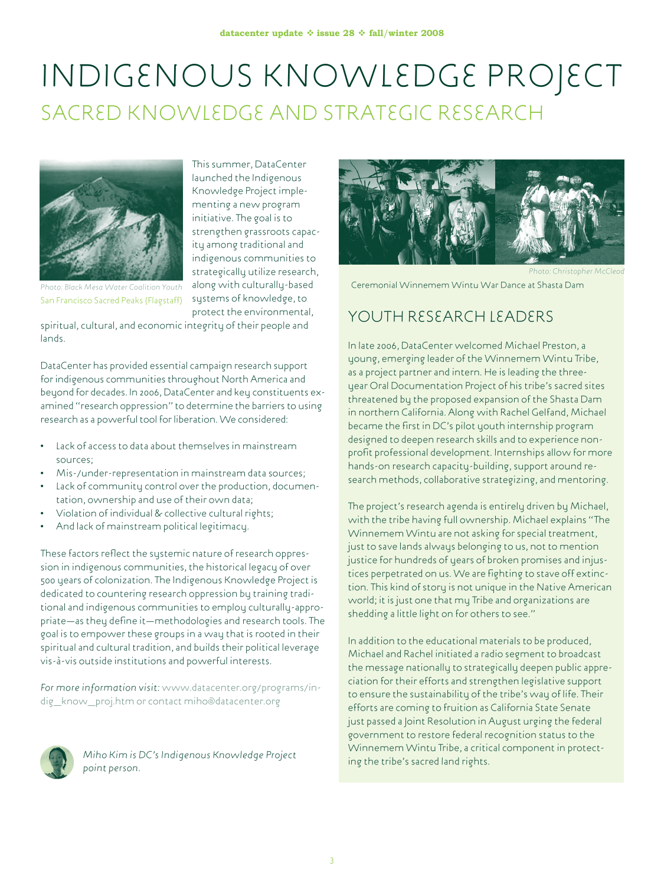# INDIGENOUS KNOWLEDGE PROJECT

## SACRED KNOWLEDGE AND STRATEGIC RESEARCH

*Photo: Black Mesa Water Coalition Youth*
San Francisco Sacred Peaks (Flagstaff)

This summer, DataCenter launched the Indigenous Knowledge Project implementing a new program initiative. The goal is to strengthen grassroots capacity among traditional and indigenous communities to strategically utilize research, along with culturally-based systems of knowledge, to protect the environmental, spiritual, cultural, and economic integrity of their people and lands.

DataCenter has provided essential campaign research support for indigenous communities throughout North America and beyond for decades. In 2006, DataCenter and key constituents examined "research oppression" to determine the barriers to using research as a powerful tool for liberation. We considered:

- Lack of access to data about themselves in mainstream sources;
- Mis-/under-representation in mainstream data sources;
- Lack of community control over the production, documentation, ownership and use of their own data;
- Violation of individual & collective cultural rights;
- And lack of mainstream political legitimacy.

These factors reflect the systemic nature of research oppression in indigenous communities, the historical legacy of over 500 years of colonization. The Indigenous Knowledge Project is dedicated to countering research oppression by training traditional and indigenous communities to employ culturally-appropriate—as they define it—methodologies and research tools. The goal is to empower these groups in a way that is rooted in their spiritual and cultural tradition, and builds their political leverage vis-à-vis outside institutions and powerful interests.

*For more information visit:* www.datacenter.org/programs/indig_know_proj.htm or contact miho@datacenter.org

*Miho Kim is DC's Indigenous Knowledge Project point person.*

*Photo: Christopher McCleod*

Ceremonial Winnemem Wintu War Dance at Shasta Dam

## YOUTH RESEARCH LEADERS

In late 2006, DataCenter welcomed Michael Preston, a young, emerging leader of the Winnemem Wintu Tribe, as a project partner and intern. He is leading the three-year Oral Documentation Project of his tribe's sacred sites threatened by the proposed expansion of the Shasta Dam in northern California. Along with Rachel Gelfand, Michael became the first in DC's pilot youth internship program designed to deepen research skills and to experience non-profit professional development. Internships allow for more hands-on research capacity-building, support around research methods, collaborative strategizing, and mentoring.

The project's research agenda is entirely driven by Michael, with the tribe having full ownership. Michael explains "The Winnemem Wintu are not asking for special treatment, just to save lands always belonging to us, not to mention justice for hundreds of years of broken promises and injustices perpetrated on us. We are fighting to stave off extinction. This kind of story is not unique in the Native American world; it is just one that my Tribe and organizations are shedding a little light on for others to see."

In addition to the educational materials to be produced, Michael and Rachel initiated a radio segment to broadcast the message nationally to strategically deepen public appreciation for their efforts and strengthen legislative support to ensure the sustainability of the tribe's way of life. Their efforts are coming to fruition as California State Senate just passed a Joint Resolution in August urging the federal government to restore federal recognition status to the Winnemem Wintu Tribe, a critical component in protecting the tribe's sacred land rights.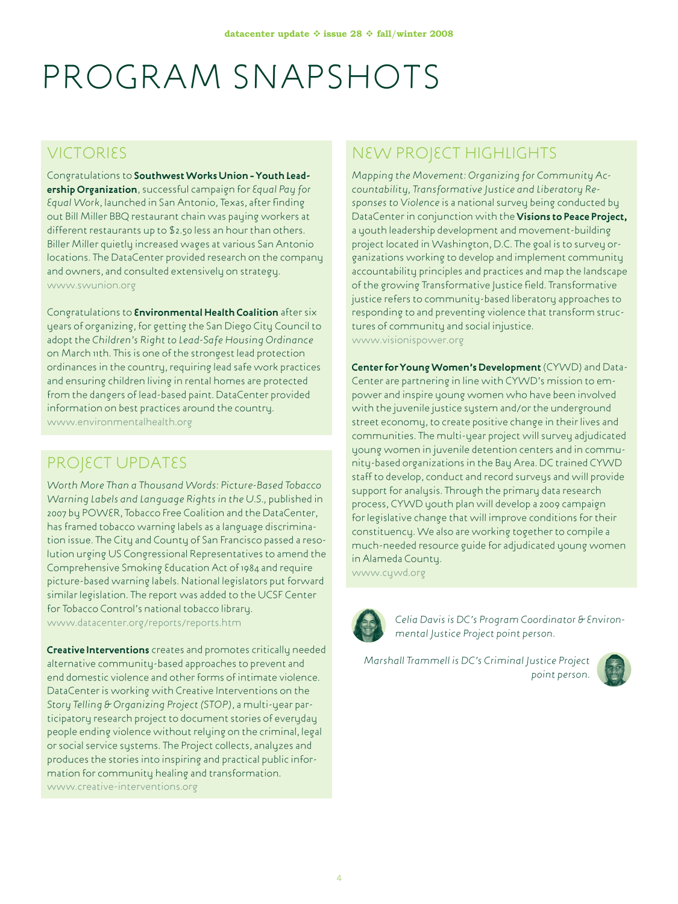# PROGRAM SNAPSHOTS

## VICTORIES

Congratulations to **Southwest Works Union - Youth Leadership Organization**, successful campaign for *Equal Pay for Equal Work*, launched in San Antonio, Texas, after finding out Bill Miller BBQ restaurant chain was paying workers at different restaurants up to $2.50 less an hour than others. Biller Miller quietly increased wages at various San Antonio locations. The DataCenter provided research on the company and owners, and consulted extensively on strategy.
www.swunion.org

Congratulations to **Environmental Health Coalition** after six years of organizing, for getting the San Diego City Council to adopt the *Children's Right to Lead-Safe Housing Ordinance* on March 11th. This is one of the strongest lead protection ordinances in the country, requiring lead safe work practices and ensuring children living in rental homes are protected from the dangers of lead-based paint. DataCenter provided information on best practices around the country.
www.environmentalhealth.org

## PROJECT UPDATES

*Worth More Than a Thousand Words: Picture-Based Tobacco Warning Labels and Language Rights in the U.S.*, published in 2007 by POWER, Tobacco Free Coalition and the DataCenter, has framed tobacco warning labels as a language discrimination issue. The City and County of San Francisco passed a resolution urging US Congressional Representatives to amend the Comprehensive Smoking Education Act of 1984 and require picture-based warning labels. National legislators put forward similar legislation. The report was added to the UCSF Center for Tobacco Control's national tobacco library.
www.datacenter.org/reports/reports.htm

**Creative Interventions** creates and promotes critically needed alternative community-based approaches to prevent and end domestic violence and other forms of intimate violence. DataCenter is working with Creative Interventions on the *Story Telling & Organizing Project (STOP)*, a multi-year participatory research project to document stories of everyday people ending violence without relying on the criminal, legal or social service systems. The Project collects, analyzes and produces the stories into inspiring and practical public information for community healing and transformation.
www.creative-interventions.org

## NEW PROJECT HIGHLIGHTS

*Mapping the Movement: Organizing for Community Accountability, Transformative Justice and Liberatory Responses to Violence* is a national survey being conducted by DataCenter in conjunction with the **Visions to Peace Project,** a youth leadership development and movement-building project located in Washington, D.C. The goal is to survey organizations working to develop and implement community accountability principles and practices and map the landscape of the growing Transformative Justice field. Transformative justice refers to community-based liberatory approaches to responding to and preventing violence that transform structures of community and social injustice.
www.visionispower.org

**Center for Young Women's Development** (CYWD) and DataCenter are partnering in line with CYWD's mission to empower and inspire young women who have been involved with the juvenile justice system and/or the underground street economy, to create positive change in their lives and communities. The multi-year project will survey adjudicated young women in juvenile detention centers and in community-based organizations in the Bay Area. DC trained CYWD staff to develop, conduct and record surveys and will provide support for analysis. Through the primary data research process, CYWD youth plan will develop a 2009 campaign for legislative change that will improve conditions for their constituency. We also are working together to compile a much-needed resource guide for adjudicated young women in Alameda County.
www.cywd.org

*Celia Davis is DC's Program Coordinator & Environmental Justice Project point person.*

*Marshall Trammell is DC's Criminal Justice Project point person.*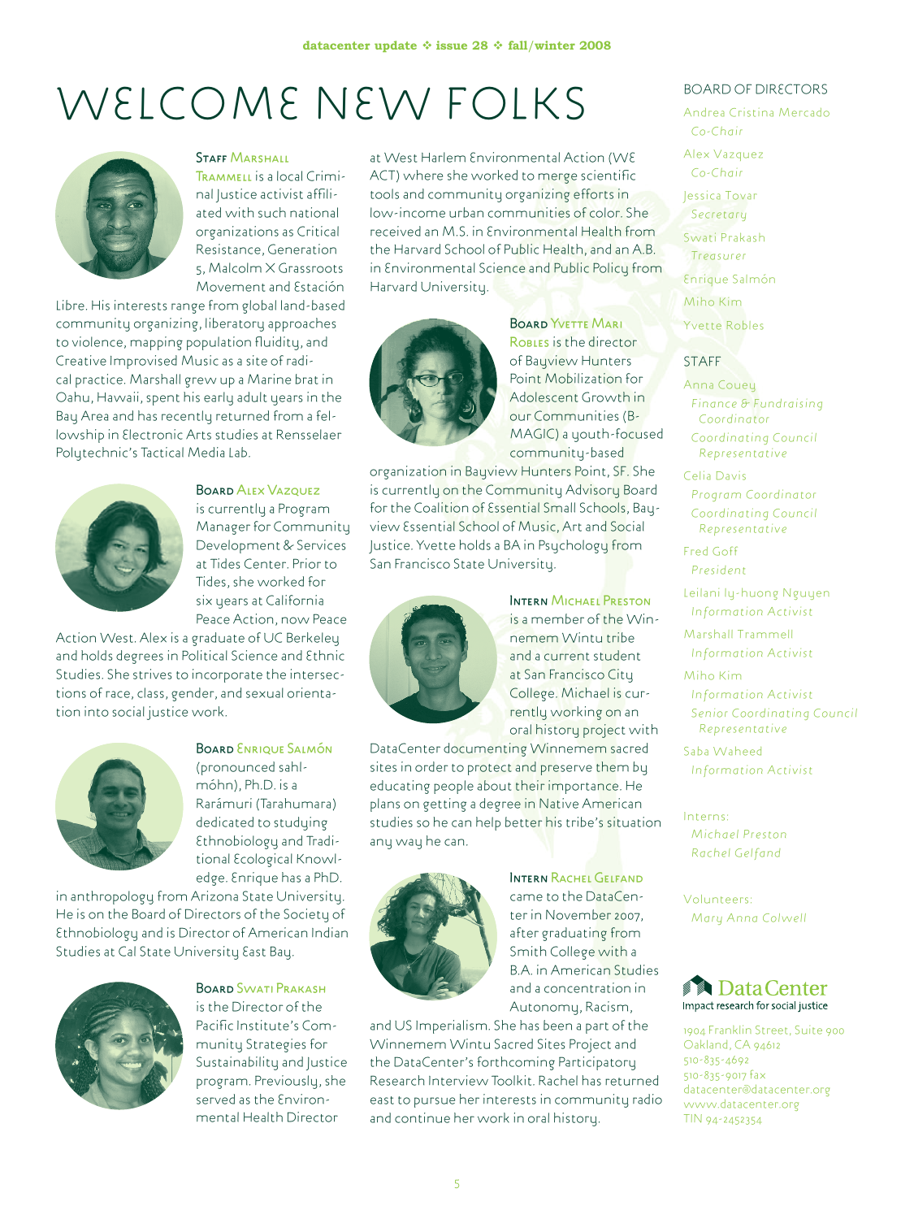# WELCOME NEW FOLKS

**Staff Marshall Trammell** is a local Criminal Justice activist affiliated with such national organizations as Critical Resistance, Generation 5, Malcolm X Grassroots Movement and Estación Libre. His interests range from global land-based community organizing, liberatory approaches to violence, mapping population fluidity, and Creative Improvised Music as a site of radical practice. Marshall grew up a Marine brat in Oahu, Hawaii, spent his early adult years in the Bay Area and has recently returned from a fellowship in Electronic Arts studies at Rensselaer Polytechnic's Tactical Media Lab.

**Board Alex Vazquez** is currently a Program Manager for Community Development & Services at Tides Center. Prior to Tides, she worked for six years at California Peace Action, now Peace Action West. Alex is a graduate of UC Berkeley and holds degrees in Political Science and Ethnic Studies. She strives to incorporate the intersections of race, class, gender, and sexual orientation into social justice work.

**Board Enrique Salmón** (pronounced sahl-móhn), Ph.D. is a Rarámuri (Tarahumara) dedicated to studying Ethnobiology and Traditional Ecological Knowledge. Enrique has a PhD. in anthropology from Arizona State University. He is on the Board of Directors of the Society of Ethnobiology and is Director of American Indian Studies at Cal State University East Bay.

**Board Swati Prakash** is the Director of the Pacific Institute's Community Strategies for Sustainability and Justice program. Previously, she served as the Environmental Health Director at West Harlem Environmental Action (WE ACT) where she worked to merge scientific tools and community organizing efforts in low-income urban communities of color. She received an M.S. in Environmental Health from the Harvard School of Public Health, and an A.B. in Environmental Science and Public Policy from Harvard University.

**Board Yvette Mari Robles** is the director of Bayview Hunters Point Mobilization for Adolescent Growth in our Communities (B-MAGIC) a youth-focused community-based organization in Bayview Hunters Point, SF. She is currently on the Community Advisory Board for the Coalition of Essential Small Schools, Bayview Essential School of Music, Art and Social Justice. Yvette holds a BA in Psychology from San Francisco State University.

**Intern Michael Preston** is a member of the Winnemem Wintu tribe and a current student at San Francisco City College. Michael is currently working on an oral history project with DataCenter documenting Winnemem sacred sites in order to protect and preserve them by educating people about their importance. He plans on getting a degree in Native American studies so he can help better his tribe's situation any way he can.

**Intern Rachel Gelfand** came to the DataCenter in November 2007, after graduating from Smith College with a B.A. in American Studies and a concentration in Autonomy, Racism, and US Imperialism. She has been a part of the Winnemem Wintu Sacred Sites Project and the DataCenter's forthcoming Participatory Research Interview Toolkit. Rachel has returned east to pursue her interests in community radio and continue her work in oral history.

## BOARD OF DIRECTORS

Andrea Cristina Mercado
*Co-Chair*

Alex Vazquez
*Co-Chair*

Jessica Tovar
*Secretary*

Swati Prakash
*Treasurer*

Enrique Salmón

Miho Kim

Yvette Robles

## STAFF

Anna Couey
*Finance & Fundraising Coordinator*
*Coordinating Council Representative*

Celia Davis
*Program Coordinator*
*Coordinating Council Representative*

Fred Goff
*President*

Leilani Iy-huong Nguyen
*Information Activist*

Marshall Trammell
*Information Activist*

Miho Kim
*Information Activist*
*Senior Coordinating Council Representative*

Saba Waheed
*Information Activist*

Interns:
*Michael Preston*
*Rachel Gelfand*

Volunteers:
*Mary Anna Colwell*

**DataCenter**
Impact research for social justice

1904 Franklin Street, Suite 900
Oakland, CA 94612
510-835-4692
510-835-9017 fax
datacenter@datacenter.org
www.datacenter.org
TIN 94-2452354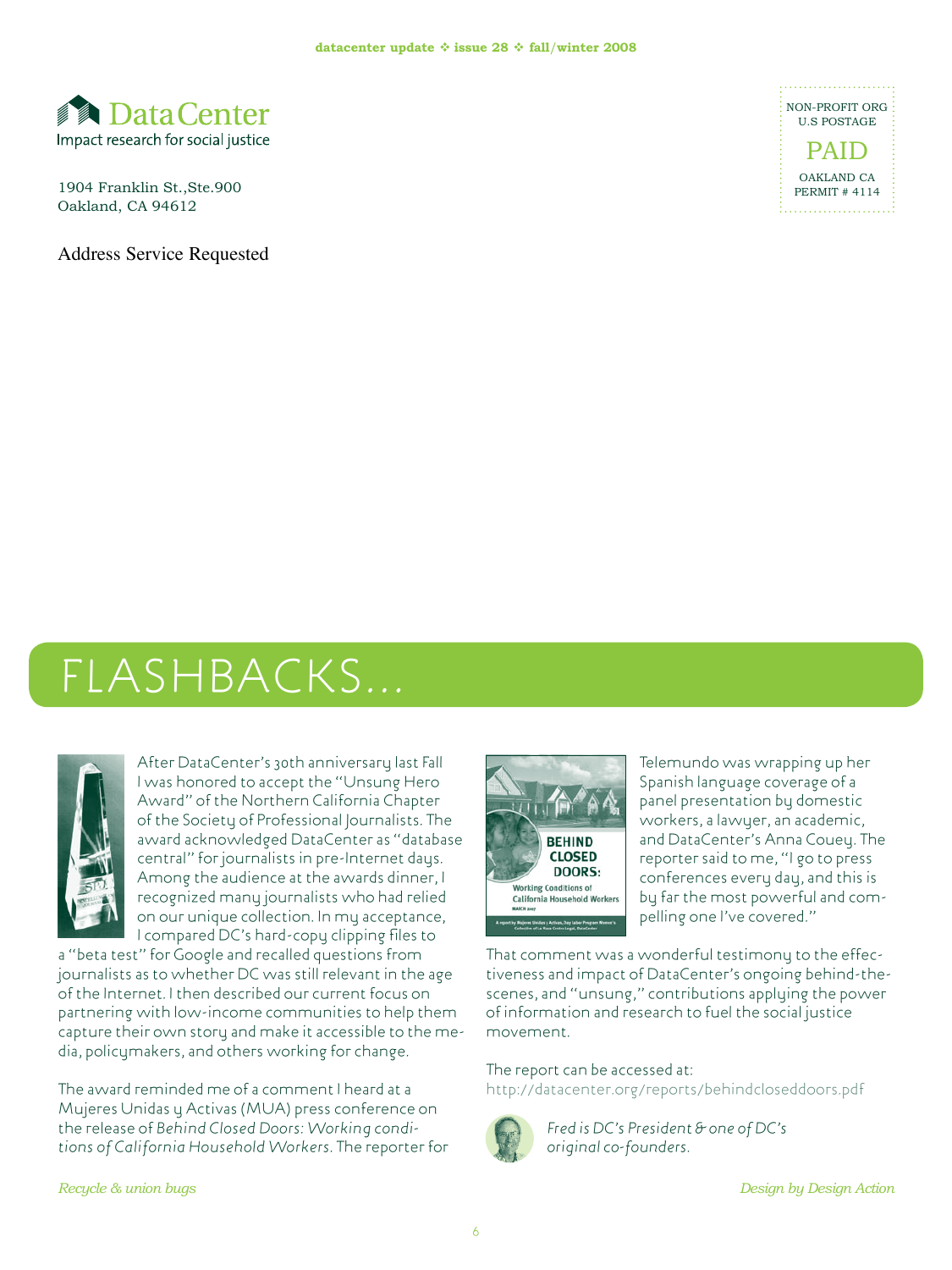**DataCenter**
Impact research for social justice

1904 Franklin St.,Ste.900
Oakland, CA 94612

Address Service Requested

NON-PROFIT ORG
U.S POSTAGE
PAID
OAKLAND CA
PERMIT # 4114

# FLASHBACKS...

After DataCenter's 30th anniversary last Fall I was honored to accept the "Unsung Hero Award" of the Northern California Chapter of the Society of Professional Journalists. The award acknowledged DataCenter as "database central" for journalists in pre-Internet days. Among the audience at the awards dinner, I recognized many journalists who had relied on our unique collection. In my acceptance, I compared DC's hard-copy clipping files to a "beta test" for Google and recalled questions from journalists as to whether DC was still relevant in the age of the Internet. I then described our current focus on partnering with low-income communities to help them capture their own story and make it accessible to the media, policymakers, and others working for change.

The award reminded me of a comment I heard at a Mujeres Unidas y Activas (MUA) press conference on the release of *Behind Closed Doors: Working conditions of California Household Workers*. The reporter for Telemundo was wrapping up her Spanish language coverage of a panel presentation by domestic workers, a lawyer, an academic, and DataCenter's Anna Couey. The reporter said to me, "I go to press conferences every day, and this is by far the most powerful and compelling one I've covered."

That comment was a wonderful testimony to the effectiveness and impact of DataCenter's ongoing behind-the-scenes, and "unsung," contributions applying the power of information and research to fuel the social justice movement.

The report can be accessed at:
http://datacenter.org/reports/behindcloseddoors.pdf

*Fred is DC's President & one of DC's original co-founders.*

*Recycle & union bugs*

*Design by Design Action*